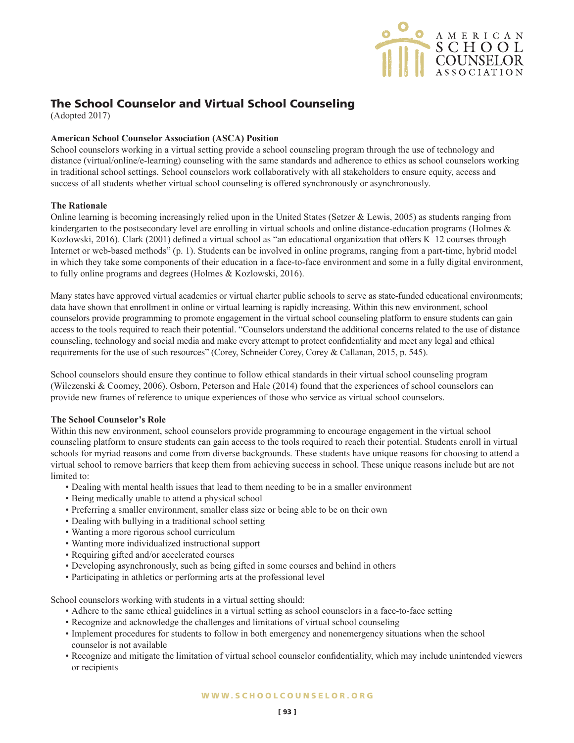# The School Counselor and Virtual School Counseling

(Adopted 2017)

**American School Counselor Association (ASCA) Position**

School counselors working in a virtual setting provide a school counseling program through the use of technology and distance (virtual/online/e-learning) counseling with the same standards and adherence to ethics as school counselors working in traditional school settings. School counselors work collaboratively with all stakeholders to ensure equity, access and success of all students whether virtual school counseling is offered synchronously or asynchronously.

**The Rationale**

Online learning is becoming increasingly relied upon in the United States (Setzer & Lewis, 2005) as students ranging from kindergarten to the postsecondary level are enrolling in virtual schools and online distance-education programs (Holmes & Kozlowski, 2016). Clark (2001) defined a virtual school as "an educational organization that offers K–12 courses through Internet or web-based methods" (p. 1). Students can be involved in online programs, ranging from a part-time, hybrid model in which they take some components of their education in a face-to-face environment and some in a fully digital environment, to fully online programs and degrees (Holmes & Kozlowski, 2016).

Many states have approved virtual academies or virtual charter public schools to serve as state-funded educational environments; data have shown that enrollment in online or virtual learning is rapidly increasing. Within this new environment, school counselors provide programming to promote engagement in the virtual school counseling platform to ensure students can gain access to the tools required to reach their potential. "Counselors understand the additional concerns related to the use of distance counseling, technology and social media and make every attempt to protect confidentiality and meet any legal and ethical requirements for the use of such resources" (Corey, Schneider Corey, Corey & Callanan, 2015, p. 545).

School counselors should ensure they continue to follow ethical standards in their virtual school counseling program (Wilczenski & Coomey, 2006). Osborn, Peterson and Hale (2014) found that the experiences of school counselors can provide new frames of reference to unique experiences of those who service as virtual school counselors.

**The School Counselor's Role**

Within this new environment, school counselors provide programming to encourage engagement in the virtual school counseling platform to ensure students can gain access to the tools required to reach their potential. Students enroll in virtual schools for myriad reasons and come from diverse backgrounds. These students have unique reasons for choosing to attend a virtual school to remove barriers that keep them from achieving success in school. These unique reasons include but are not limited to:

- Dealing with mental health issues that lead to them needing to be in a smaller environment
- Being medically unable to attend a physical school
- Preferring a smaller environment, smaller class size or being able to be on their own
- Dealing with bullying in a traditional school setting
- Wanting a more rigorous school curriculum
- Wanting more individualized instructional support
- Requiring gifted and/or accelerated courses
- Developing asynchronously, such as being gifted in some courses and behind in others
- Participating in athletics or performing arts at the professional level

School counselors working with students in a virtual setting should:

- Adhere to the same ethical guidelines in a virtual setting as school counselors in a face-to-face setting
- Recognize and acknowledge the challenges and limitations of virtual school counseling
- Implement procedures for students to follow in both emergency and nonemergency situations when the school counselor is not available
- Recognize and mitigate the limitation of virtual school counselor confidentiality, which may include unintended viewers or recipients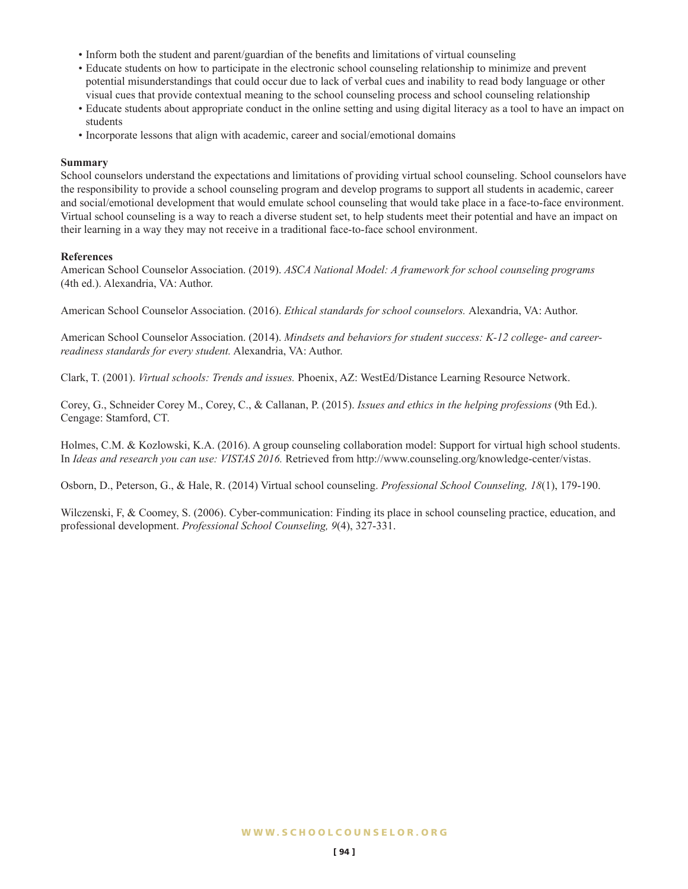- Inform both the student and parent/guardian of the benefits and limitations of virtual counseling
- Educate students on how to participate in the electronic school counseling relationship to minimize and prevent potential misunderstandings that could occur due to lack of verbal cues and inability to read body language or other visual cues that provide contextual meaning to the school counseling process and school counseling relationship
- Educate students about appropriate conduct in the online setting and using digital literacy as a tool to have an impact on students
- Incorporate lessons that align with academic, career and social/emotional domains

**Summary**

School counselors understand the expectations and limitations of providing virtual school counseling. School counselors have the responsibility to provide a school counseling program and develop programs to support all students in academic, career and social/emotional development that would emulate school counseling that would take place in a face-to-face environment. Virtual school counseling is a way to reach a diverse student set, to help students meet their potential and have an impact on their learning in a way they may not receive in a traditional face-to-face school environment.

**References**

American School Counselor Association. (2019). *ASCA National Model: A framework for school counseling programs* (4th ed.). Alexandria, VA: Author.

American School Counselor Association. (2016). *Ethical standards for school counselors.* Alexandria, VA: Author.

American School Counselor Association. (2014). *Mindsets and behaviors for student success: K-12 college- and career-readiness standards for every student.* Alexandria, VA: Author.

Clark, T. (2001). *Virtual schools: Trends and issues.* Phoenix, AZ: WestEd/Distance Learning Resource Network.

Corey, G., Schneider Corey M., Corey, C., & Callanan, P. (2015). *Issues and ethics in the helping professions* (9th Ed.). Cengage: Stamford, CT.

Holmes, C.M. & Kozlowski, K.A. (2016). A group counseling collaboration model: Support for virtual high school students. In *Ideas and research you can use: VISTAS 2016.* Retrieved from http://www.counseling.org/knowledge-center/vistas.

Osborn, D., Peterson, G., & Hale, R. (2014) Virtual school counseling. *Professional School Counseling, 18*(1), 179-190.

Wilczenski, F, & Coomey, S. (2006). Cyber-communication: Finding its place in school counseling practice, education, and professional development. *Professional School Counseling, 9*(4), 327-331.